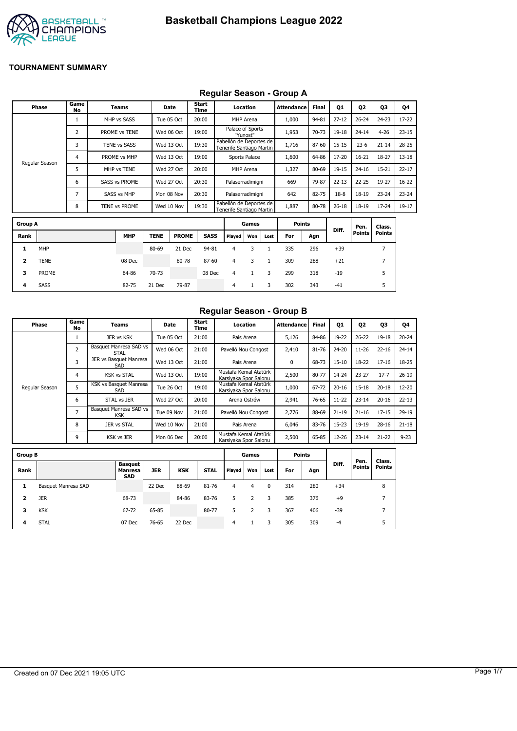# Basketball Champions League 2022

## TOURNAMENT SUMMARY

### Regular Season - Group A

| Phase | Game No | Teams | Date | Start Time | Location | Attendance | Final | Q1 | Q2 | Q3 | Q4 |
|---|---|---|---|---|---|---|---|---|---|---|---|
| Regular Season | 1 | MHP vs SASS | Tue 05 Oct | 20:00 | MHP Arena | 1,000 | 94-81 | 27-12 | 26-24 | 24-23 | 17-22 |
| | 2 | PROME vs TENE | Wed 06 Oct | 19:00 | Palace of Sports "Yunost" | 1,953 | 70-73 | 19-18 | 24-14 | 4-26 | 23-15 |
| | 3 | TENE vs SASS | Wed 13 Oct | 19:30 | Pabellón de Deportes de Tenerife Santiago Martin | 1,716 | 87-60 | 15-15 | 23-6 | 21-14 | 28-25 |
| | 4 | PROME vs MHP | Wed 13 Oct | 19:00 | Sports Palace | 1,600 | 64-86 | 17-20 | 16-21 | 18-27 | 13-18 |
| | 5 | MHP vs TENE | Wed 27 Oct | 20:00 | MHP Arena | 1,327 | 80-69 | 19-15 | 24-16 | 15-21 | 22-17 |
| | 6 | SASS vs PROME | Wed 27 Oct | 20:30 | Palaserradimigni | 669 | 79-87 | 22-13 | 22-25 | 19-27 | 16-22 |
| | 7 | SASS vs MHP | Mon 08 Nov | 20:30 | Palaserradimigni | 642 | 82-75 | 18-8 | 18-19 | 23-24 | 23-24 |
| | 8 | TENE vs PROME | Wed 10 Nov | 19:30 | Pabellón de Deportes de Tenerife Santiago Martin | 1,887 | 80-78 | 26-18 | 18-19 | 17-24 | 19-17 |

| Group A | | | | | | Games | | | Points | | Diff. | Pen. Points | Class. Points |
|---|---|---|---|---|---|---|---|---|---|---|---|---|---|
| Rank | | MHP | TENE | PROME | SASS | Played | Won | Lost | For | Agn | | | |
| 1 | MHP | | 80-69 | 21 Dec | 94-81 | 4 | 3 | 1 | 335 | 296 | +39 | | 7 |
| 2 | TENE | 08 Dec | | 80-78 | 87-60 | 4 | 3 | 1 | 309 | 288 | +21 | | 7 |
| 3 | PROME | 64-86 | 70-73 | | 08 Dec | 4 | 1 | 3 | 299 | 318 | -19 | | 5 |
| 4 | SASS | 82-75 | 21 Dec | 79-87 | | 4 | 1 | 3 | 302 | 343 | -41 | | 5 |

### Regular Season - Group B

| Phase | Game No | Teams | Date | Start Time | Location | Attendance | Final | Q1 | Q2 | Q3 | Q4 |
|---|---|---|---|---|---|---|---|---|---|---|---|
| Regular Season | 1 | JER vs KSK | Tue 05 Oct | 21:00 | Pais Arena | 5,126 | 84-86 | 19-22 | 26-22 | 19-18 | 20-24 |
| | 2 | Basquet Manresa SAD vs STAL | Wed 06 Oct | 21:00 | Pavelló Nou Congost | 2,410 | 81-76 | 24-20 | 11-26 | 22-16 | 24-14 |
| | 3 | JER vs Basquet Manresa SAD | Wed 13 Oct | 21:00 | Pais Arena | 0 | 68-73 | 15-10 | 18-22 | 17-16 | 18-25 |
| | 4 | KSK vs STAL | Wed 13 Oct | 19:00 | Mustafa Kemal Atatürk Karsiyaka Spor Salonu | 2,500 | 80-77 | 14-24 | 23-27 | 17-7 | 26-19 |
| | 5 | KSK vs Basquet Manresa SAD | Tue 26 Oct | 19:00 | Mustafa Kemal Atatürk Karsiyaka Spor Salonu | 1,000 | 67-72 | 20-16 | 15-18 | 20-18 | 12-20 |
| | 6 | STAL vs JER | Wed 27 Oct | 20:00 | Arena Ostrów | 2,941 | 76-65 | 11-22 | 23-14 | 20-16 | 22-13 |
| | 7 | Basquet Manresa SAD vs KSK | Tue 09 Nov | 21:00 | Pavelló Nou Congost | 2,776 | 88-69 | 21-19 | 21-16 | 17-15 | 29-19 |
| | 8 | JER vs STAL | Wed 10 Nov | 21:00 | Pais Arena | 6,046 | 83-76 | 15-23 | 19-19 | 28-16 | 21-18 |
| | 9 | KSK vs JER | Mon 06 Dec | 20:00 | Mustafa Kemal Atatürk Karsiyaka Spor Salonu | 2,500 | 65-85 | 12-26 | 23-14 | 21-22 | 9-23 |

| Group B | | | | | | Games | | | Points | | Diff. | Pen. Points | Class. Points |
|---|---|---|---|---|---|---|---|---|---|---|---|---|---|
| Rank | | Basquet Manresa SAD | JER | KSK | STAL | Played | Won | Lost | For | Agn | | | |
| 1 | Basquet Manresa SAD | | 22 Dec | 88-69 | 81-76 | 4 | 4 | 0 | 314 | 280 | +34 | | 8 |
| 2 | JER | 68-73 | | 84-86 | 83-76 | 5 | 2 | 3 | 385 | 376 | +9 | | 7 |
| 3 | KSK | 67-72 | 65-85 | | 80-77 | 5 | 2 | 3 | 367 | 406 | -39 | | 7 |
| 4 | STAL | 07 Dec | 76-65 | 22 Dec | | 4 | 1 | 3 | 305 | 309 | -4 | | 5 |

Created on 07 Dec 2021 19:05 UTC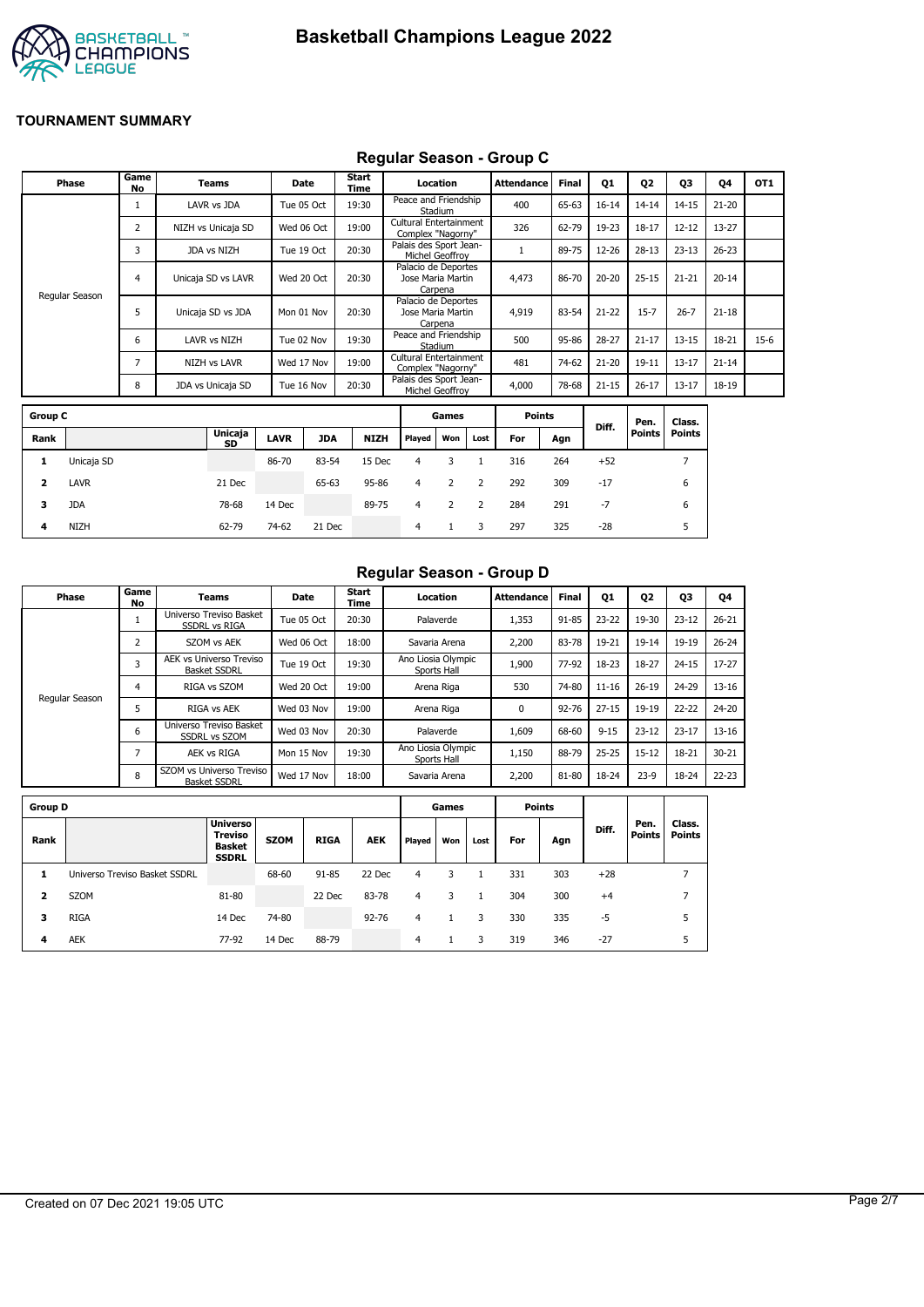# Basketball Champions League 2022

## TOURNAMENT SUMMARY

### Regular Season - Group C

| Phase | Game No | Teams | Date | Start Time | Location | Attendance | Final | Q1 | Q2 | Q3 | Q4 | OT1 |
|---|---|---|---|---|---|---|---|---|---|---|---|---|
| Regular Season | 1 | LAVR vs JDA | Tue 05 Oct | 19:30 | Peace and Friendship Stadium | 400 | 65-63 | 16-14 | 14-14 | 14-15 | 21-20 | |
| | 2 | NIZH vs Unicaja SD | Wed 06 Oct | 19:00 | Cultural Entertainment Complex "Nagorny" | 326 | 62-79 | 19-23 | 18-17 | 12-12 | 13-27 | |
| | 3 | JDA vs NIZH | Tue 19 Oct | 20:30 | Palais des Sport Jean-Michel Geoffroy | 1 | 89-75 | 12-26 | 28-13 | 23-13 | 26-23 | |
| | 4 | Unicaja SD vs LAVR | Wed 20 Oct | 20:30 | Palacio de Deportes Jose Maria Martin Carpena | 4,473 | 86-70 | 20-20 | 25-15 | 21-21 | 20-14 | |
| | 5 | Unicaja SD vs JDA | Mon 01 Nov | 20:30 | Palacio de Deportes Jose Maria Martin Carpena | 4,919 | 83-54 | 21-22 | 15-7 | 26-7 | 21-18 | |
| | 6 | LAVR vs NIZH | Tue 02 Nov | 19:30 | Peace and Friendship Stadium | 500 | 95-86 | 28-27 | 21-17 | 13-15 | 18-21 | 15-6 |
| | 7 | NIZH vs LAVR | Wed 17 Nov | 19:00 | Cultural Entertainment Complex "Nagorny" | 481 | 74-62 | 21-20 | 19-11 | 13-17 | 21-14 | |
| | 8 | JDA vs Unicaja SD | Tue 16 Nov | 20:30 | Palais des Sport Jean-Michel Geoffroy | 4,000 | 78-68 | 21-15 | 26-17 | 13-17 | 18-19 | |

| Group C | | | | | | Games | | | Points | | Diff. | Pen. Points | Class. Points |
|---|---|---|---|---|---|---|---|---|---|---|---|---|---|
| Rank | | Unicaja SD | LAVR | JDA | NIZH | Played | Won | Lost | For | Agn | | | |
| 1 | Unicaja SD | | 86-70 | 83-54 | 15 Dec | 4 | 3 | 1 | 316 | 264 | +52 | | 7 |
| 2 | LAVR | 21 Dec | | 65-63 | 95-86 | 4 | 2 | 2 | 292 | 309 | -17 | | 6 |
| 3 | JDA | 78-68 | 14 Dec | | 89-75 | 4 | 2 | 2 | 284 | 291 | -7 | | 6 |
| 4 | NIZH | 62-79 | 74-62 | 21 Dec | | 4 | 1 | 3 | 297 | 325 | -28 | | 5 |

### Regular Season - Group D

| Phase | Game No | Teams | Date | Start Time | Location | Attendance | Final | Q1 | Q2 | Q3 | Q4 |
|---|---|---|---|---|---|---|---|---|---|---|---|
| Regular Season | 1 | Universo Treviso Basket SSDRL vs RIGA | Tue 05 Oct | 20:30 | Palaverde | 1,353 | 91-85 | 23-22 | 19-30 | 23-12 | 26-21 |
| | 2 | SZOM vs AEK | Wed 06 Oct | 18:00 | Savaria Arena | 2,200 | 83-78 | 19-21 | 19-14 | 19-19 | 26-24 |
| | 3 | AEK vs Universo Treviso Basket SSDRL | Tue 19 Oct | 19:30 | Ano Liosia Olympic Sports Hall | 1,900 | 77-92 | 18-23 | 18-27 | 24-15 | 17-27 |
| | 4 | RIGA vs SZOM | Wed 20 Oct | 19:00 | Arena Riga | 530 | 74-80 | 11-16 | 26-19 | 24-29 | 13-16 |
| | 5 | RIGA vs AEK | Wed 03 Nov | 19:00 | Arena Riga | 0 | 92-76 | 27-15 | 19-19 | 22-22 | 24-20 |
| | 6 | Universo Treviso Basket SSDRL vs SZOM | Wed 03 Nov | 20:30 | Palaverde | 1,609 | 68-60 | 9-15 | 23-12 | 23-17 | 13-16 |
| | 7 | AEK vs RIGA | Mon 15 Nov | 19:30 | Ano Liosia Olympic Sports Hall | 1,150 | 88-79 | 25-25 | 15-12 | 18-21 | 30-21 |
| | 8 | SZOM vs Universo Treviso Basket SSDRL | Wed 17 Nov | 18:00 | Savaria Arena | 2,200 | 81-80 | 18-24 | 23-9 | 18-24 | 22-23 |

| Group D | | | | | | Games | | | Points | | Diff. | Pen. Points | Class. Points |
|---|---|---|---|---|---|---|---|---|---|---|---|---|---|
| Rank | | Universo Treviso Basket SSDRL | SZOM | RIGA | AEK | Played | Won | Lost | For | Agn | | | |
| 1 | Universo Treviso Basket SSDRL | | 68-60 | 91-85 | 22 Dec | 4 | 3 | 1 | 331 | 303 | +28 | | 7 |
| 2 | SZOM | 81-80 | | 22 Dec | 83-78 | 4 | 3 | 1 | 304 | 300 | +4 | | 7 |
| 3 | RIGA | 14 Dec | 74-80 | | 92-76 | 4 | 1 | 3 | 330 | 335 | -5 | | 5 |
| 4 | AEK | 77-92 | 14 Dec | 88-79 | | 4 | 1 | 3 | 319 | 346 | -27 | | 5 |

Created on 07 Dec 2021 19:05 UTC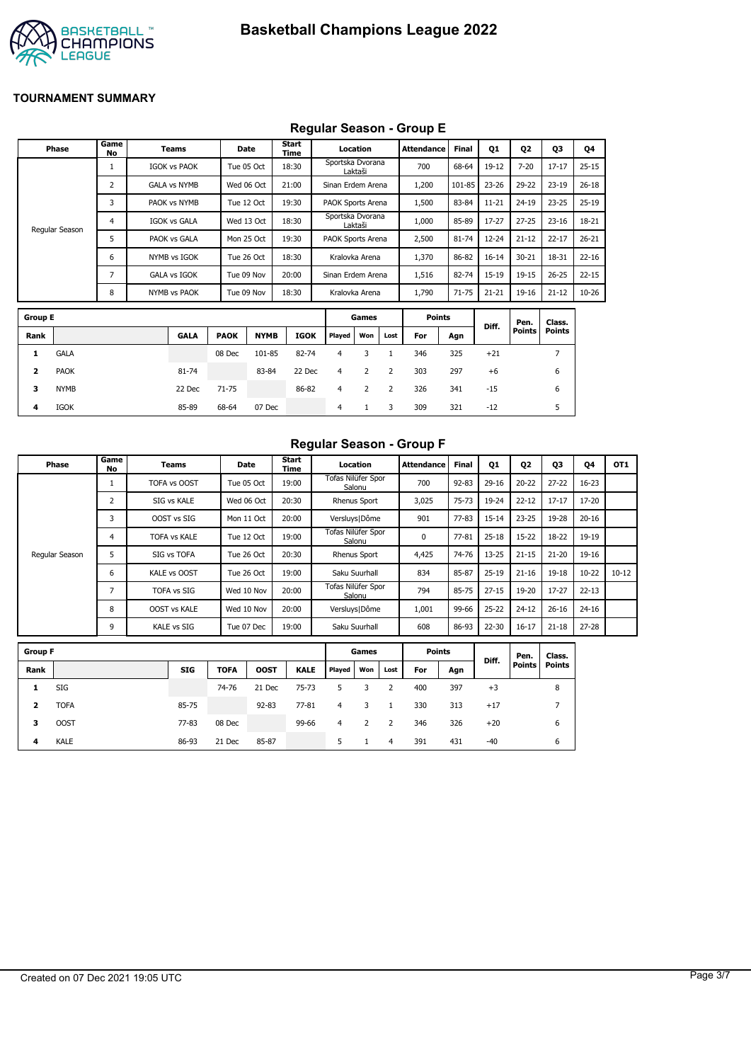# Basketball Champions League 2022

## TOURNAMENT SUMMARY

### Regular Season - Group E

| Phase | Game No | Teams | Date | Start Time | Location | Attendance | Final | Q1 | Q2 | Q3 | Q4 |
|---|---|---|---|---|---|---|---|---|---|---|---|
| Regular Season | 1 | IGOK vs PAOK | Tue 05 Oct | 18:30 | Sportska Dvorana Laktaši | 700 | 68-64 | 19-12 | 7-20 | 17-17 | 25-15 |
| | 2 | GALA vs NYMB | Wed 06 Oct | 21:00 | Sinan Erdem Arena | 1,200 | 101-85 | 23-26 | 29-22 | 23-19 | 26-18 |
| | 3 | PAOK vs NYMB | Tue 12 Oct | 19:30 | PAOK Sports Arena | 1,500 | 83-84 | 11-21 | 24-19 | 23-25 | 25-19 |
| | 4 | IGOK vs GALA | Wed 13 Oct | 18:30 | Sportska Dvorana Laktaši | 1,000 | 85-89 | 17-27 | 27-25 | 23-16 | 18-21 |
| | 5 | PAOK vs GALA | Mon 25 Oct | 19:30 | PAOK Sports Arena | 2,500 | 81-74 | 12-24 | 21-12 | 22-17 | 26-21 |
| | 6 | NYMB vs IGOK | Tue 26 Oct | 18:30 | Kralovka Arena | 1,370 | 86-82 | 16-14 | 30-21 | 18-31 | 22-16 |
| | 7 | GALA vs IGOK | Tue 09 Nov | 20:00 | Sinan Erdem Arena | 1,516 | 82-74 | 15-19 | 19-15 | 26-25 | 22-15 |
| | 8 | NYMB vs PAOK | Tue 09 Nov | 18:30 | Kralovka Arena | 1,790 | 71-75 | 21-21 | 19-16 | 21-12 | 10-26 |

| Group E | | | | | | Games | | | Points | | Diff. | Pen. Points | Class. Points |
|---|---|---|---|---|---|---|---|---|---|---|---|---|---|
| Rank | | GALA | PAOK | NYMB | IGOK | Played | Won | Lost | For | Agn | | | |
| 1 | GALA | | 08 Dec | 101-85 | 82-74 | 4 | 3 | 1 | 346 | 325 | +21 | | 7 |
| 2 | PAOK | 81-74 | | 83-84 | 22 Dec | 4 | 2 | 2 | 303 | 297 | +6 | | 6 |
| 3 | NYMB | 22 Dec | 71-75 | | 86-82 | 4 | 2 | 2 | 326 | 341 | -15 | | 6 |
| 4 | IGOK | 85-89 | 68-64 | 07 Dec | | 4 | 1 | 3 | 309 | 321 | -12 | | 5 |

### Regular Season - Group F

| Phase | Game No | Teams | Date | Start Time | Location | Attendance | Final | Q1 | Q2 | Q3 | Q4 | OT1 |
|---|---|---|---|---|---|---|---|---|---|---|---|---|
| Regular Season | 1 | TOFA vs OOST | Tue 05 Oct | 19:00 | Tofas Nilüfer Spor Salonu | 700 | 92-83 | 29-16 | 20-22 | 27-22 | 16-23 | |
| | 2 | SIG vs KALE | Wed 06 Oct | 20:30 | Rhenus Sport | 3,025 | 75-73 | 19-24 | 22-12 | 17-17 | 17-20 | |
| | 3 | OOST vs SIG | Mon 11 Oct | 20:00 | Versluys\|Dôme | 901 | 77-83 | 15-14 | 23-25 | 19-28 | 20-16 | |
| | 4 | TOFA vs KALE | Tue 12 Oct | 19:00 | Tofas Nilüfer Spor Salonu | 0 | 77-81 | 25-18 | 15-22 | 18-22 | 19-19 | |
| | 5 | SIG vs TOFA | Tue 26 Oct | 20:30 | Rhenus Sport | 4,425 | 74-76 | 13-25 | 21-15 | 21-20 | 19-16 | |
| | 6 | KALE vs OOST | Tue 26 Oct | 19:00 | Saku Suurhall | 834 | 85-87 | 25-19 | 21-16 | 19-18 | 10-22 | 10-12 |
| | 7 | TOFA vs SIG | Wed 10 Nov | 20:00 | Tofas Nilüfer Spor Salonu | 794 | 85-75 | 27-15 | 19-20 | 17-27 | 22-13 | |
| | 8 | OOST vs KALE | Wed 10 Nov | 20:00 | Versluys\|Dôme | 1,001 | 99-66 | 25-22 | 24-12 | 26-16 | 24-16 | |
| | 9 | KALE vs SIG | Tue 07 Dec | 19:00 | Saku Suurhall | 608 | 86-93 | 22-30 | 16-17 | 21-18 | 27-28 | |

| Group F | | | | | | Games | | | Points | | Diff. | Pen. Points | Class. Points |
|---|---|---|---|---|---|---|---|---|---|---|---|---|---|
| Rank | | SIG | TOFA | OOST | KALE | Played | Won | Lost | For | Agn | | | |
| 1 | SIG | | 74-76 | 21 Dec | 75-73 | 5 | 3 | 2 | 400 | 397 | +3 | | 8 |
| 2 | TOFA | 85-75 | | 92-83 | 77-81 | 4 | 3 | 1 | 330 | 313 | +17 | | 7 |
| 3 | OOST | 77-83 | 08 Dec | | 99-66 | 4 | 2 | 2 | 346 | 326 | +20 | | 6 |
| 4 | KALE | 86-93 | 21 Dec | 85-87 | | 5 | 1 | 4 | 391 | 431 | -40 | | 6 |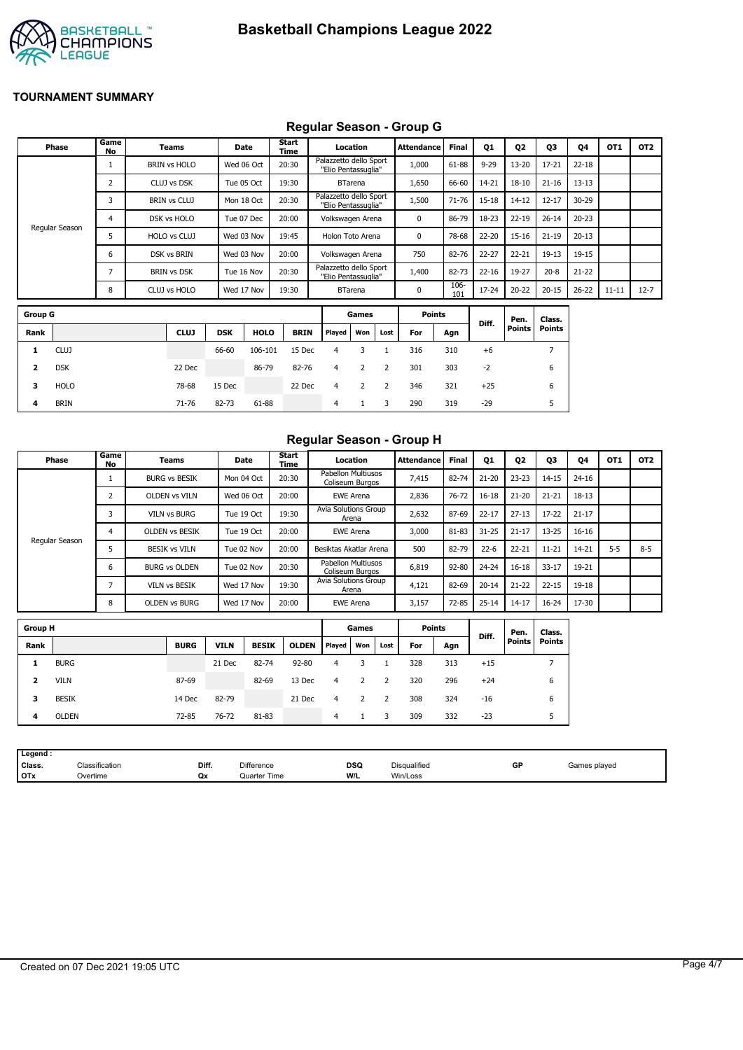# Basketball Champions League 2022

**TOURNAMENT SUMMARY**

## Regular Season - Group G

| Phase | Game No | Teams | Date | Start Time | Location | Attendance | Final | Q1 | Q2 | Q3 | Q4 | OT1 | OT2 |
|---|---|---|---|---|---|---|---|---|---|---|---|---|---|
| Regular Season | 1 | BRIN vs HOLO | Wed 06 Oct | 20:30 | Palazzetto dello Sport "Elio Pentassuglia" | 1,000 | 61-88 | 9-29 | 13-20 | 17-21 | 22-18 | | |
| | 2 | CLUJ vs DSK | Tue 05 Oct | 19:30 | BTarena | 1,650 | 66-60 | 14-21 | 18-10 | 21-16 | 13-13 | | |
| | 3 | BRIN vs CLUJ | Mon 18 Oct | 20:30 | Palazzetto dello Sport "Elio Pentassuglia" | 1,500 | 71-76 | 15-18 | 14-12 | 12-17 | 30-29 | | |
| | 4 | DSK vs HOLO | Tue 07 Dec | 20:00 | Volkswagen Arena | 0 | 86-79 | 18-23 | 22-19 | 26-14 | 20-23 | | |
| | 5 | HOLO vs CLUJ | Wed 03 Nov | 19:45 | Holon Toto Arena | 0 | 78-68 | 22-20 | 15-16 | 21-19 | 20-13 | | |
| | 6 | DSK vs BRIN | Wed 03 Nov | 20:00 | Volkswagen Arena | 750 | 82-76 | 22-27 | 22-21 | 19-13 | 19-15 | | |
| | 7 | BRIN vs DSK | Tue 16 Nov | 20:30 | Palazzetto dello Sport "Elio Pentassuglia" | 1,400 | 82-73 | 22-16 | 19-27 | 20-8 | 21-22 | | |
| | 8 | CLUJ vs HOLO | Wed 17 Nov | 19:30 | BTarena | 0 | 106-101 | 17-24 | 20-22 | 20-15 | 26-22 | 11-11 | 12-7 |

| Group G | | | | | | Games | | | Points | | Diff. | Pen. Points | Class. Points |
|---|---|---|---|---|---|---|---|---|---|---|---|---|---|
| Rank | | CLUJ | DSK | HOLO | BRIN | Played | Won | Lost | For | Agn | | | |
| 1 | CLUJ | | 66-60 | 106-101 | 15 Dec | 4 | 3 | 1 | 316 | 310 | +6 | | 7 |
| 2 | DSK | 22 Dec | | 86-79 | 82-76 | 4 | 2 | 2 | 301 | 303 | -2 | | 6 |
| 3 | HOLO | 78-68 | 15 Dec | | 22 Dec | 4 | 2 | 2 | 346 | 321 | +25 | | 6 |
| 4 | BRIN | 71-76 | 82-73 | 61-88 | | 4 | 1 | 3 | 290 | 319 | -29 | | 5 |

## Regular Season - Group H

| Phase | Game No | Teams | Date | Start Time | Location | Attendance | Final | Q1 | Q2 | Q3 | Q4 | OT1 | OT2 |
|---|---|---|---|---|---|---|---|---|---|---|---|---|---|
| Regular Season | 1 | BURG vs BESIK | Mon 04 Oct | 20:30 | Pabellon Multiusos Coliseum Burgos | 7,415 | 82-74 | 21-20 | 23-23 | 14-15 | 24-16 | | |
| | 2 | OLDEN vs VILN | Wed 06 Oct | 20:00 | EWE Arena | 2,836 | 76-72 | 16-18 | 21-20 | 21-21 | 18-13 | | |
| | 3 | VILN vs BURG | Tue 19 Oct | 19:30 | Avia Solutions Group Arena | 2,632 | 87-69 | 22-17 | 27-13 | 17-22 | 21-17 | | |
| | 4 | OLDEN vs BESIK | Tue 19 Oct | 20:00 | EWE Arena | 3,000 | 81-83 | 31-25 | 21-17 | 13-25 | 16-16 | | |
| | 5 | BESIK vs VILN | Tue 02 Nov | 20:00 | Besiktas Akatlar Arena | 500 | 82-79 | 22-6 | 22-21 | 11-21 | 14-21 | 5-5 | 8-5 |
| | 6 | BURG vs OLDEN | Tue 02 Nov | 20:30 | Pabellon Multiusos Coliseum Burgos | 6,819 | 92-80 | 24-24 | 16-18 | 33-17 | 19-21 | | |
| | 7 | VILN vs BESIK | Wed 17 Nov | 19:30 | Avia Solutions Group Arena | 4,121 | 82-69 | 20-14 | 21-22 | 22-15 | 19-18 | | |
| | 8 | OLDEN vs BURG | Wed 17 Nov | 20:00 | EWE Arena | 3,157 | 72-85 | 25-14 | 14-17 | 16-24 | 17-30 | | |

| Group H | | | | | | Games | | | Points | | Diff. | Pen. Points | Class. Points |
|---|---|---|---|---|---|---|---|---|---|---|---|---|---|
| Rank | | BURG | VILN | BESIK | OLDEN | Played | Won | Lost | For | Agn | | | |
| 1 | BURG | | 21 Dec | 82-74 | 92-80 | 4 | 3 | 1 | 328 | 313 | +15 | | 7 |
| 2 | VILN | 87-69 | | 82-69 | 13 Dec | 4 | 2 | 2 | 320 | 296 | +24 | | 6 |
| 3 | BESIK | 14 Dec | 82-79 | | 21 Dec | 4 | 2 | 2 | 308 | 324 | -16 | | 6 |
| 4 | OLDEN | 72-85 | 76-72 | 81-83 | | 4 | 1 | 3 | 309 | 332 | -23 | | 5 |

| Legend : | | | | | | | |
|---|---|---|---|---|---|---|---|
| Class. | Classification | Diff. | Difference | DSQ | Disqualified | GP | Games played |
| OTx | Overtime | Qx | Quarter Time | W/L | Win/Loss | | |

Created on 07 Dec 2021 19:05 UTC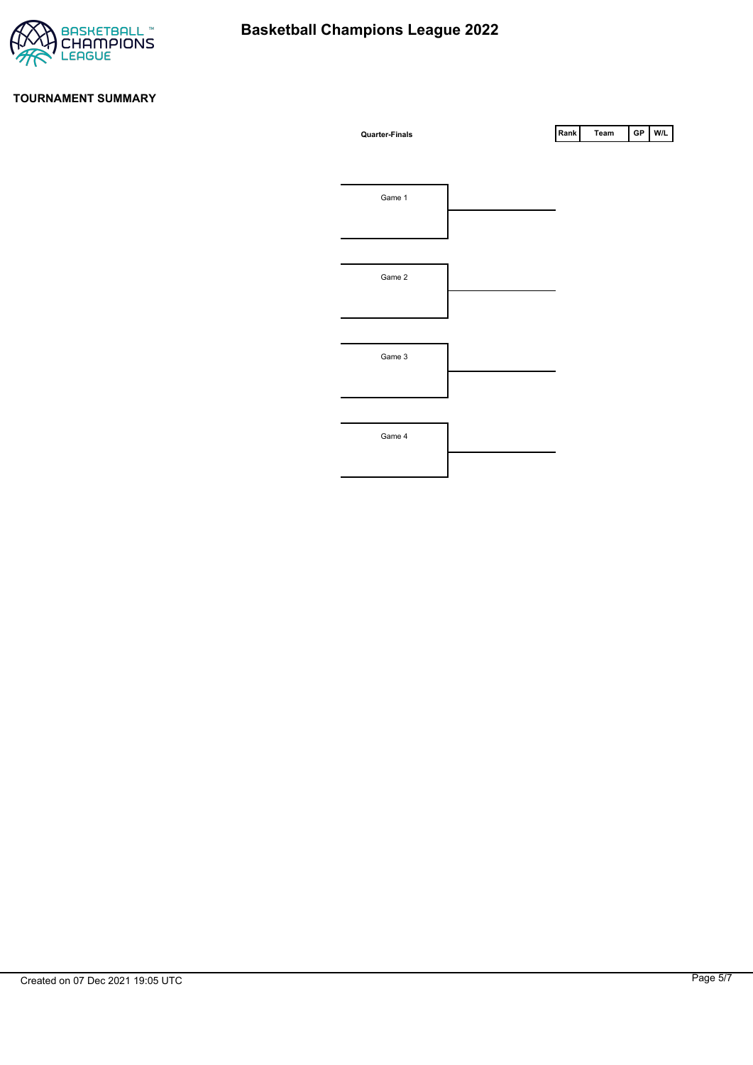# Basketball Champions League 2022

## TOURNAMENT SUMMARY

**Quarter-Finals**

| Rank | Team | GP | W/L |
|---|---|---|---|

Game 1

Game 2

Game 3

Game 4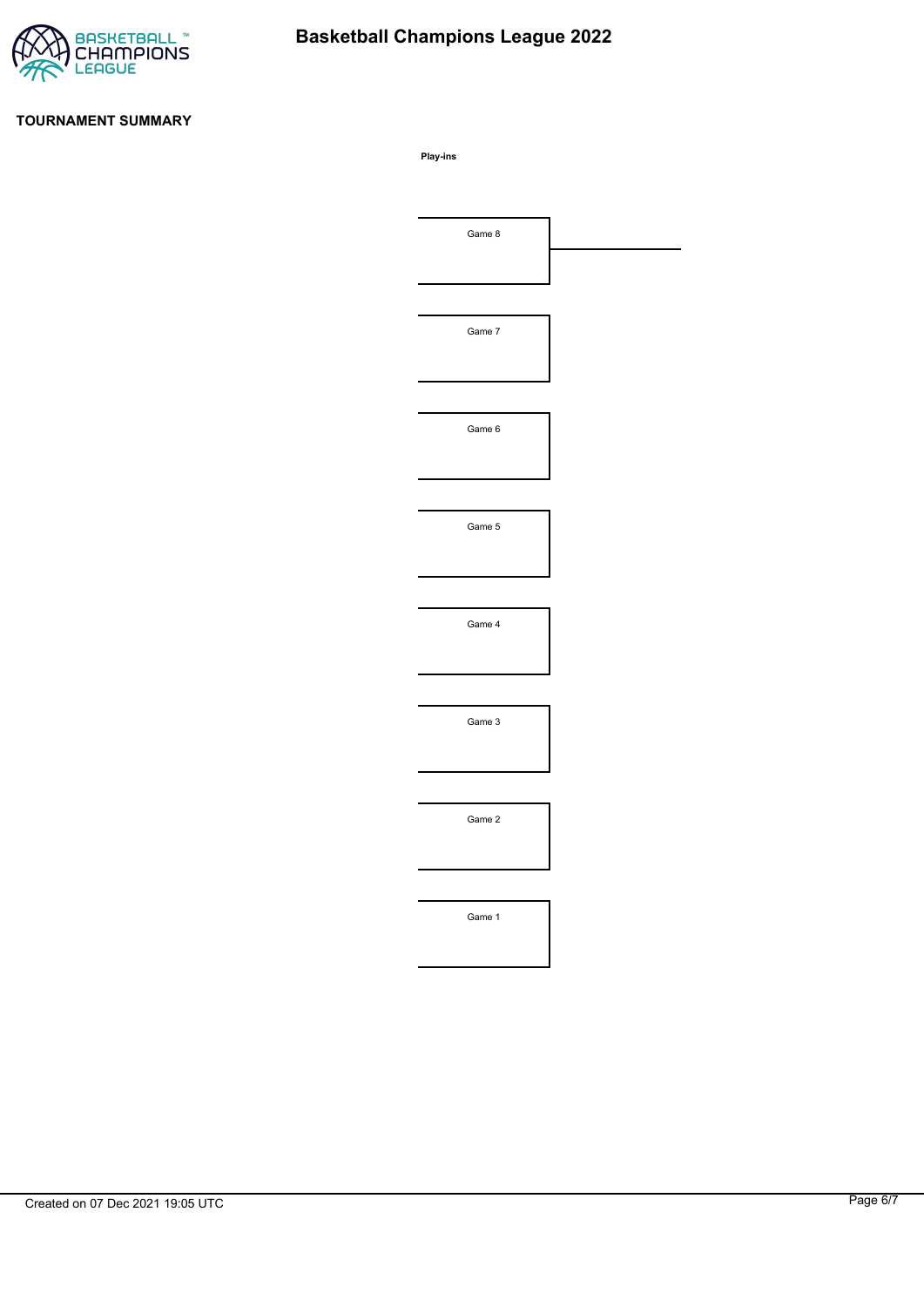# Basketball Champions League 2022

## TOURNAMENT SUMMARY

**Play-ins**

Game 8

Game 7

Game 6

Game 5

Game 4

Game 3

Game 2

Game 1

Created on 07 Dec 2021 19:05 UTC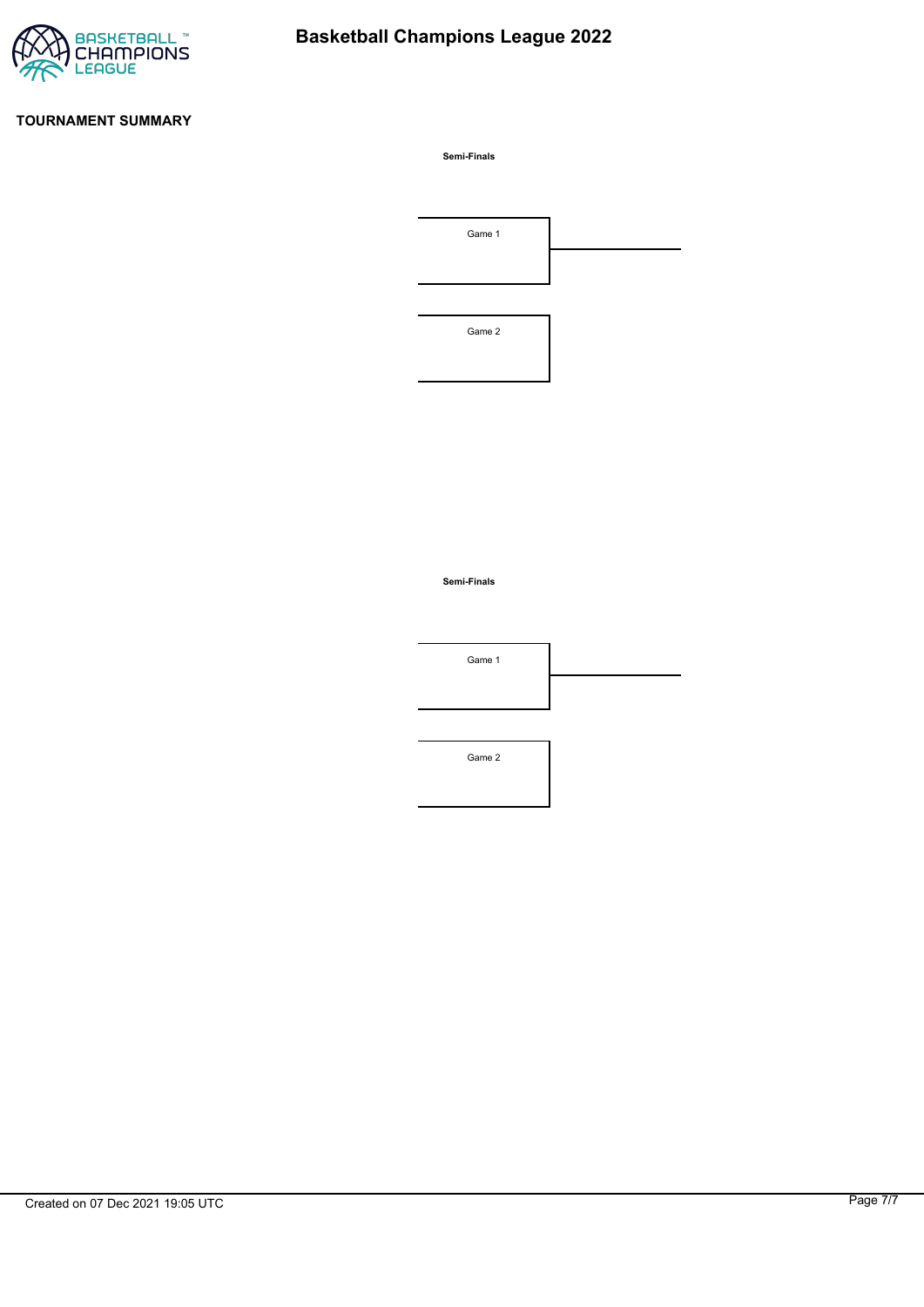**TOURNAMENT SUMMARY**

**Semi-Finals**

Game 1

Game 2

**Semi-Finals**

Game 1

Game 2

Created on 07 Dec 2021 19:05 UTC